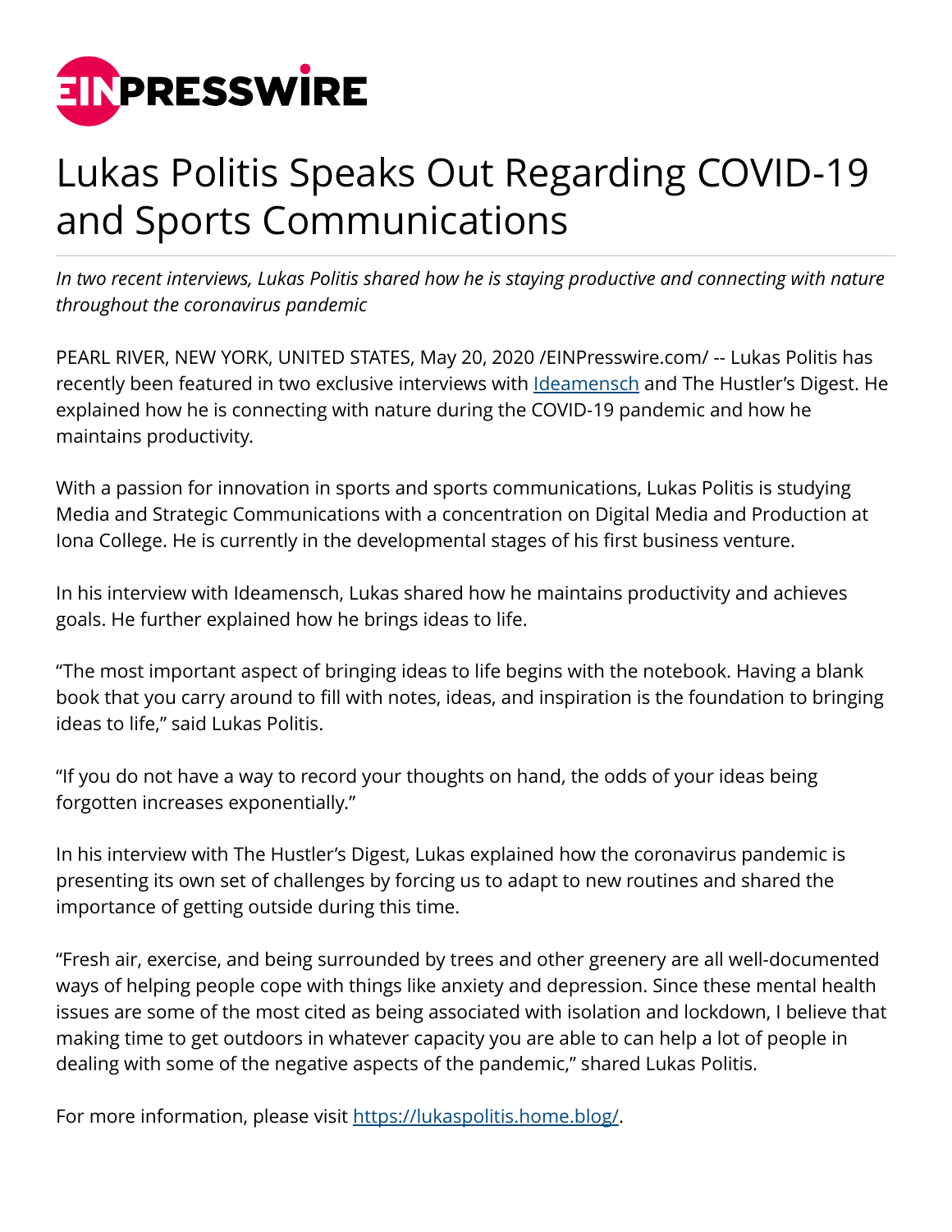# Lukas Politis Speaks Out Regarding COVID-19 and Sports Communications

*In two recent interviews, Lukas Politis shared how he is staying productive and connecting with nature throughout the coronavirus pandemic*

PEARL RIVER, NEW YORK, UNITED STATES, May 20, 2020 /EINPresswire.com/ -- Lukas Politis has recently been featured in two exclusive interviews with Ideamensch and The Hustler's Digest. He explained how he is connecting with nature during the COVID-19 pandemic and how he maintains productivity.

With a passion for innovation in sports and sports communications, Lukas Politis is studying Media and Strategic Communications with a concentration on Digital Media and Production at Iona College. He is currently in the developmental stages of his first business venture.

In his interview with Ideamensch, Lukas shared how he maintains productivity and achieves goals. He further explained how he brings ideas to life.

"The most important aspect of bringing ideas to life begins with the notebook. Having a blank book that you carry around to fill with notes, ideas, and inspiration is the foundation to bringing ideas to life," said Lukas Politis.

"If you do not have a way to record your thoughts on hand, the odds of your ideas being forgotten increases exponentially."

In his interview with The Hustler's Digest, Lukas explained how the coronavirus pandemic is presenting its own set of challenges by forcing us to adapt to new routines and shared the importance of getting outside during this time.

"Fresh air, exercise, and being surrounded by trees and other greenery are all well-documented ways of helping people cope with things like anxiety and depression. Since these mental health issues are some of the most cited as being associated with isolation and lockdown, I believe that making time to get outdoors in whatever capacity you are able to can help a lot of people in dealing with some of the negative aspects of the pandemic," shared Lukas Politis.

For more information, please visit https://lukaspolitis.home.blog/.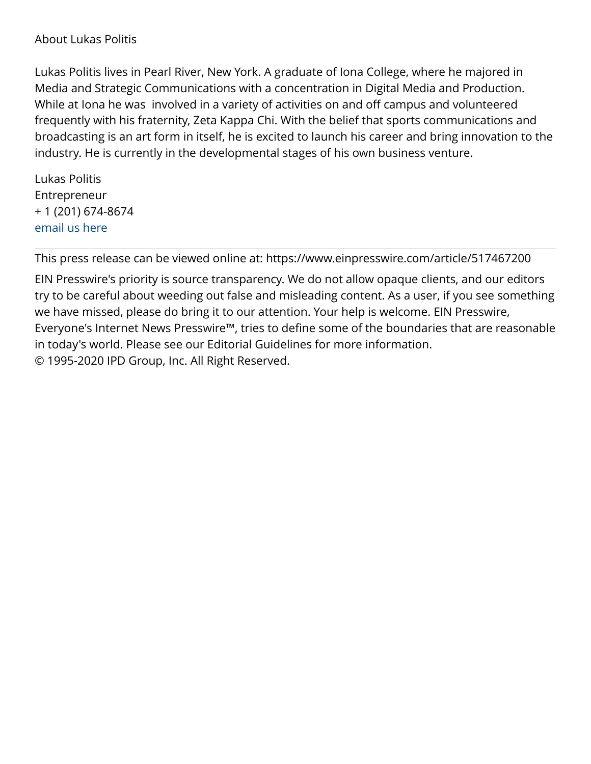About Lukas Politis

Lukas Politis lives in Pearl River, New York. A graduate of Iona College, where he majored in Media and Strategic Communications with a concentration in Digital Media and Production. While at Iona he was  involved in a variety of activities on and off campus and volunteered frequently with his fraternity, Zeta Kappa Chi. With the belief that sports communications and broadcasting is an art form in itself, he is excited to launch his career and bring innovation to the industry. He is currently in the developmental stages of his own business venture.

Lukas Politis
Entrepreneur
+ 1 (201) 674-8674
email us here

---

This press release can be viewed online at: https://www.einpresswire.com/article/517467200

EIN Presswire's priority is source transparency. We do not allow opaque clients, and our editors try to be careful about weeding out false and misleading content. As a user, if you see something we have missed, please do bring it to our attention. Your help is welcome. EIN Presswire, Everyone's Internet News Presswire™, tries to define some of the boundaries that are reasonable in today's world. Please see our Editorial Guidelines for more information.
© 1995-2020 IPD Group, Inc. All Right Reserved.